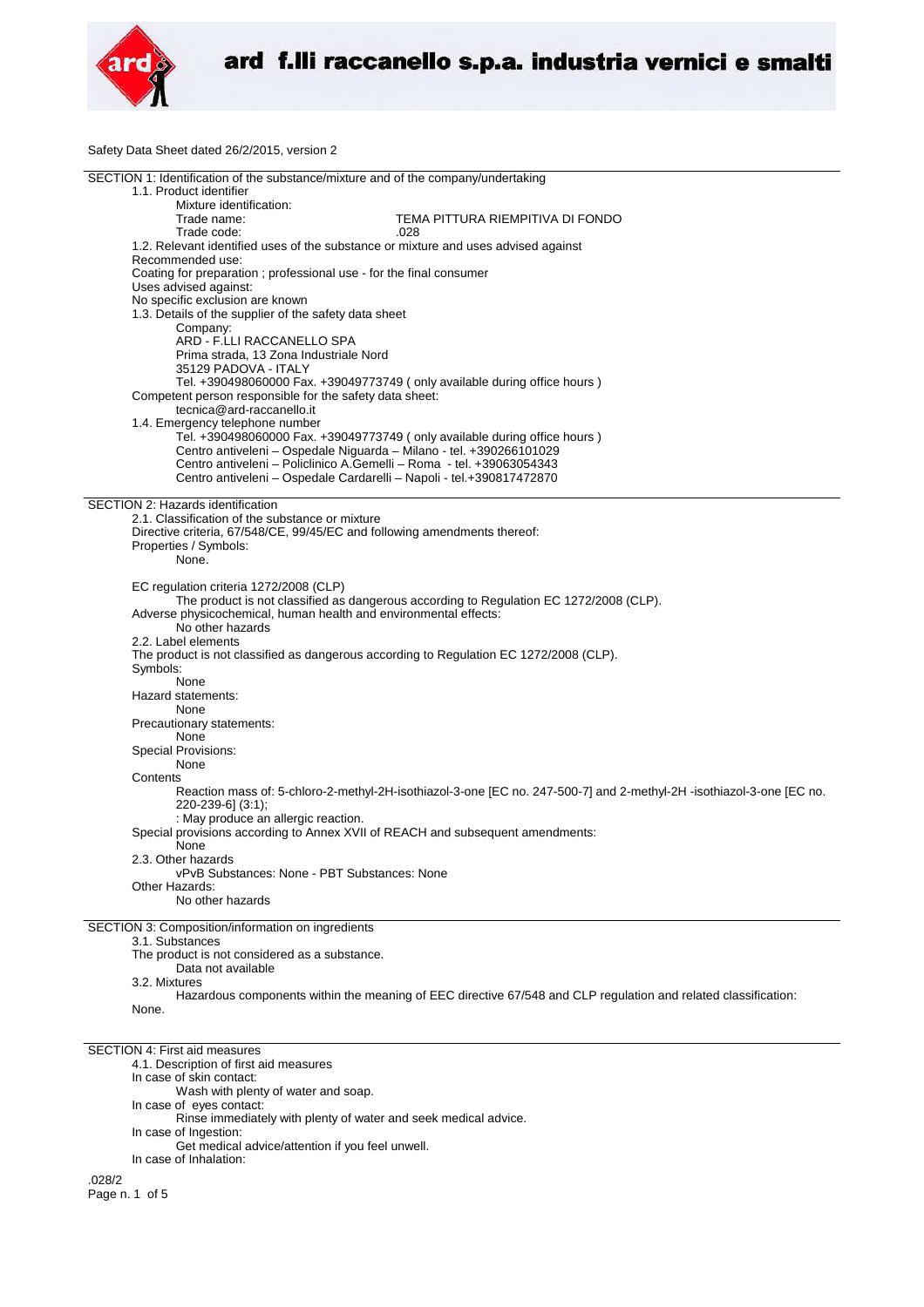Safety Data Sheet dated 26/2/2015, version 2

## SECTION 1: Identification of the substance/mixture and of the company/undertaking

1.1. Product identifier

Mixture identification:

Trade name: TEMA PITTURA RIEMPITIVA DI FONDO

Trade code: .028

1.2. Relevant identified uses of the substance or mixture and uses advised against

Recommended use:

Coating for preparation ; professional use - for the final consumer

Uses advised against:

No specific exclusion are known

1.3. Details of the supplier of the safety data sheet

Company:

ARD - F.LLI RACCANELLO SPA

Prima strada, 13 Zona Industriale Nord

35129 PADOVA - ITALY

Tel. +390498060000 Fax. +39049773749 ( only available during office hours )

Competent person responsible for the safety data sheet:

tecnica@ard-raccanello.it

1.4. Emergency telephone number

Tel. +390498060000 Fax. +39049773749 ( only available during office hours )

Centro antiveleni – Ospedale Niguarda – Milano - tel. +390266101029

Centro antiveleni – Policlinico A.Gemelli – Roma - tel. +39063054343

Centro antiveleni – Ospedale Cardarelli – Napoli - tel.+390817472870

## SECTION 2: Hazards identification

2.1. Classification of the substance or mixture

Directive criteria, 67/548/CE, 99/45/EC and following amendments thereof:

Properties / Symbols:

None.

EC regulation criteria 1272/2008 (CLP)

The product is not classified as dangerous according to Regulation EC 1272/2008 (CLP).

Adverse physicochemical, human health and environmental effects:

No other hazards

2.2. Label elements

The product is not classified as dangerous according to Regulation EC 1272/2008 (CLP).

Symbols:

None

Hazard statements:

None

Precautionary statements:

None

Special Provisions:

None

Contents

Reaction mass of: 5-chloro-2-methyl-2H-isothiazol-3-one [EC no. 247-500-7] and 2-methyl-2H -isothiazol-3-one [EC no. 220-239-6] (3:1);

: May produce an allergic reaction.

Special provisions according to Annex XVII of REACH and subsequent amendments:

None

2.3. Other hazards

vPvB Substances: None - PBT Substances: None

Other Hazards:

No other hazards

## SECTION 3: Composition/information on ingredients

3.1. Substances

The product is not considered as a substance.

Data not available

3.2. Mixtures

Hazardous components within the meaning of EEC directive 67/548 and CLP regulation and related classification:

None.

## SECTION 4: First aid measures

4.1. Description of first aid measures

In case of skin contact:

Wash with plenty of water and soap.

In case of eyes contact:

Rinse immediately with plenty of water and seek medical advice.

In case of Ingestion:

Get medical advice/attention if you feel unwell.

In case of Inhalation: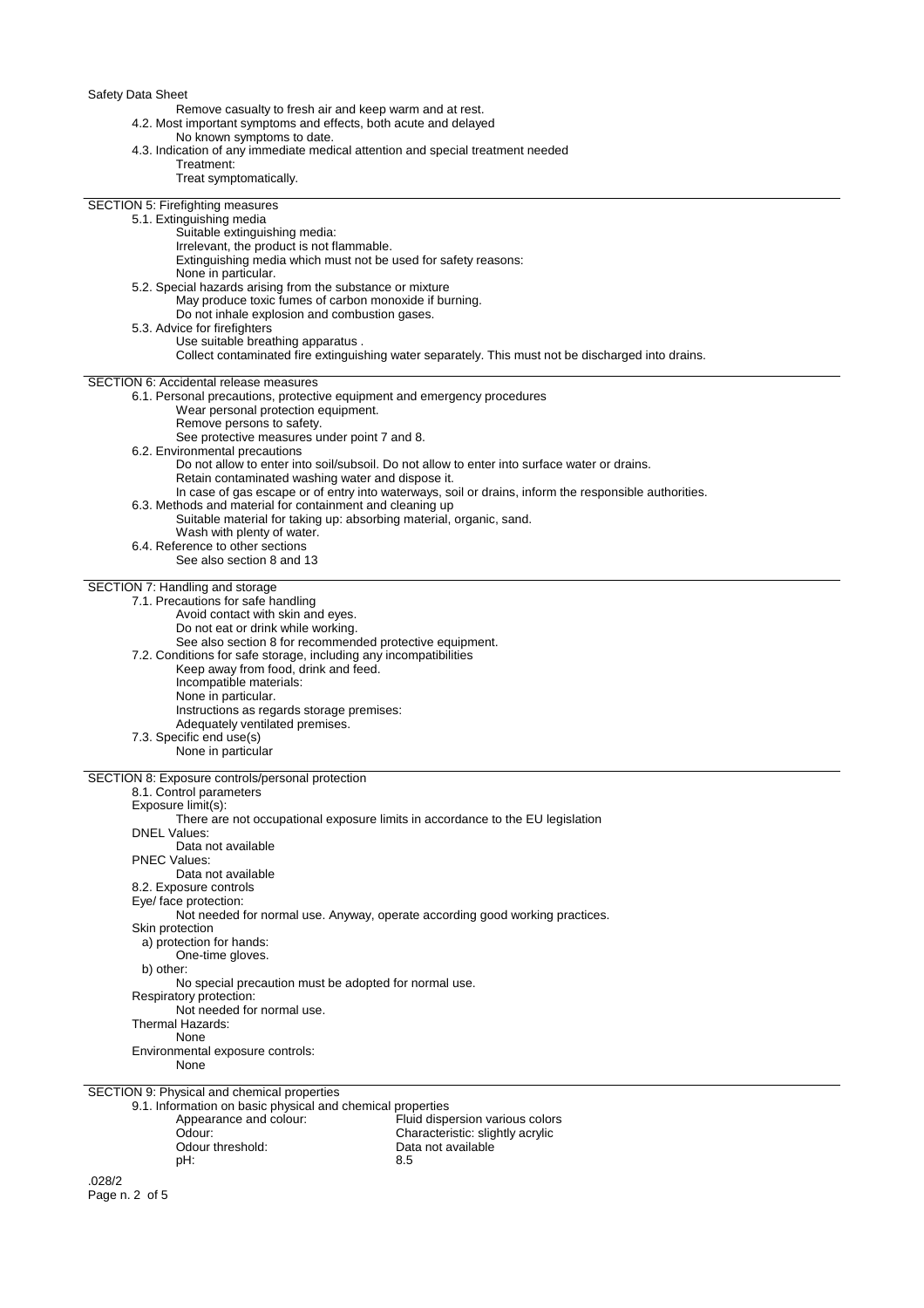Remove casualty to fresh air and keep warm and at rest.

4.2. Most important symptoms and effects, both acute and delayed

No known symptoms to date.

4.3. Indication of any immediate medical attention and special treatment needed

Treatment:

Treat symptomatically.

## SECTION 5: Firefighting measures

5.1. Extinguishing media

Suitable extinguishing media:

Irrelevant, the product is not flammable.

Extinguishing media which must not be used for safety reasons:

None in particular.

5.2. Special hazards arising from the substance or mixture

May produce toxic fumes of carbon monoxide if burning.

Do not inhale explosion and combustion gases.

5.3. Advice for firefighters

Use suitable breathing apparatus .

Collect contaminated fire extinguishing water separately. This must not be discharged into drains.

## SECTION 6: Accidental release measures

6.1. Personal precautions, protective equipment and emergency procedures

Wear personal protection equipment.

Remove persons to safety.

See protective measures under point 7 and 8.

6.2. Environmental precautions

Do not allow to enter into soil/subsoil. Do not allow to enter into surface water or drains.

Retain contaminated washing water and dispose it.

In case of gas escape or of entry into waterways, soil or drains, inform the responsible authorities.

6.3. Methods and material for containment and cleaning up

Suitable material for taking up: absorbing material, organic, sand.

Wash with plenty of water.

6.4. Reference to other sections

See also section 8 and 13

## SECTION 7: Handling and storage

7.1. Precautions for safe handling

Avoid contact with skin and eyes.

Do not eat or drink while working.

See also section 8 for recommended protective equipment.

7.2. Conditions for safe storage, including any incompatibilities

Keep away from food, drink and feed.

Incompatible materials:

None in particular.

Instructions as regards storage premises:

Adequately ventilated premises.

7.3. Specific end use(s)

None in particular

## SECTION 8: Exposure controls/personal protection

8.1. Control parameters

Exposure limit(s):

There are not occupational exposure limits in accordance to the EU legislation

DNEL Values:

Data not available

PNEC Values:

Data not available

8.2. Exposure controls

Eye/ face protection:

Not needed for normal use. Anyway, operate according good working practices.

Skin protection

a) protection for hands:

One-time gloves.

b) other:

No special precaution must be adopted for normal use.

Respiratory protection:

Not needed for normal use.

Thermal Hazards:

None

Environmental exposure controls:

None

## SECTION 9: Physical and chemical properties

9.1. Information on basic physical and chemical properties

| | |
|---|---|
| Appearance and colour: | Fluid dispersion various colors |
| Odour: | Characteristic: slightly acrylic |
| Odour threshold: | Data not available |
| pH: | 8.5 |

.028/2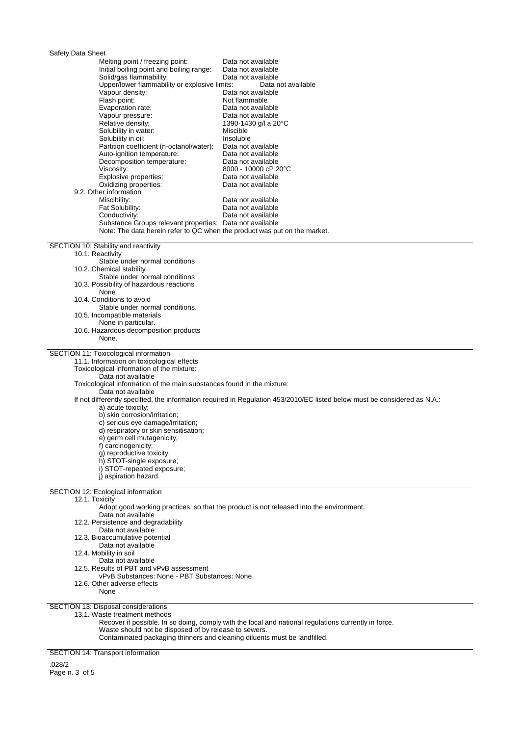| | |
|---|---|
| Melting point / freezing point: | Data not available |
| Initial boiling point and boiling range: | Data not available |
| Solid/gas flammability: | Data not available |
| Upper/lower flammability or explosive limits: | Data not available |
| Vapour density: | Data not available |
| Flash point: | Not flammable |
| Evaporation rate: | Data not available |
| Vapour pressure: | Data not available |
| Relative density: | 1390-1430 g/l a 20°C |
| Solubility in water: | Miscible |
| Solubility in oil: | Insoluble |
| Partition coefficient (n-octanol/water): | Data not available |
| Auto-ignition temperature: | Data not available |
| Decomposition temperature: | Data not available |
| Viscosity: | 8000 - 10000 cP 20°C |
| Explosive properties: | Data not available |
| Oxidizing properties: | Data not available |

9.2. Other information

| | |
|---|---|
| Miscibility: | Data not available |
| Fat Solubility: | Data not available |
| Conductivity: | Data not available |
| Substance Groups relevant properties: | Data not available |

Note: The data herein refer to QC when the product was put on the market.

## SECTION 10: Stability and reactivity

10.1. Reactivity
Stable under normal conditions

10.2. Chemical stability
Stable under normal conditions

10.3. Possibility of hazardous reactions
None

10.4. Conditions to avoid
Stable under normal conditions.

10.5. Incompatible materials
None in particular.

10.6. Hazardous decomposition products
None.

## SECTION 11: Toxicological information

11.1. Information on toxicological effects

Toxicological information of the mixture:
Data not available

Toxicological information of the main substances found in the mixture:
Data not available

If not differently specified, the information required in Regulation 453/2010/EC listed below must be considered as N.A.:

a) acute toxicity;
b) skin corrosion/irritation;
c) serious eye damage/irritation;
d) respiratory or skin sensitisation;
e) germ cell mutagenicity;
f) carcinogenicity;
g) reproductive toxicity;
h) STOT-single exposure;
i) STOT-repeated exposure;
j) aspiration hazard.

## SECTION 12: Ecological information

12.1. Toxicity
Adopt good working practices, so that the product is not released into the environment.
Data not available

12.2. Persistence and degradability
Data not available

12.3. Bioaccumulative potential
Data not available

12.4. Mobility in soil
Data not available

12.5. Results of PBT and vPvB assessment
vPvB Substances: None - PBT Substances: None

12.6. Other adverse effects
None

## SECTION 13: Disposal considerations

13.1. Waste treatment methods
Recover if possible. In so doing, comply with the local and national regulations currently in force.
Waste should not be disposed of by release to sewers.
Contaminated packaging thinners and cleaning diluents must be landfilled.

## SECTION 14: Transport information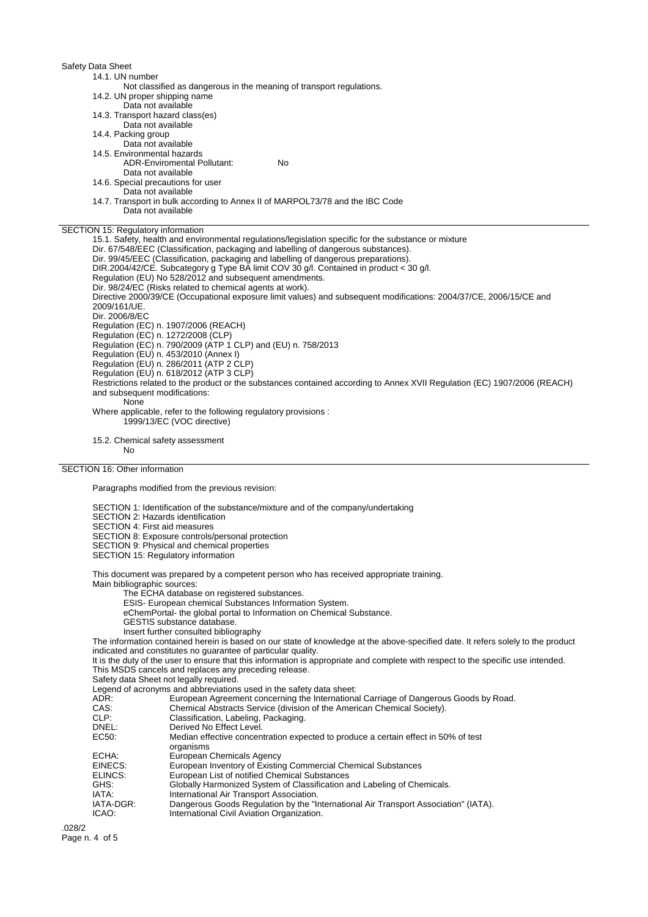Safety Data Sheet

14.1. UN number

Not classified as dangerous in the meaning of transport regulations.

14.2. UN proper shipping name

Data not available

14.3. Transport hazard class(es)

Data not available

14.4. Packing group

Data not available

14.5. Environmental hazards

ADR-Enviromental Pollutant: No

Data not available

14.6. Special precautions for user

Data not available

14.7. Transport in bulk according to Annex II of MARPOL73/78 and the IBC Code

Data not available

## SECTION 15: Regulatory information

15.1. Safety, health and environmental regulations/legislation specific for the substance or mixture

Dir. 67/548/EEC (Classification, packaging and labelling of dangerous substances).
Dir. 99/45/EEC (Classification, packaging and labelling of dangerous preparations).
DIR.2004/42/CE. Subcategory g Type BA limit COV 30 g/l. Contained in product < 30 g/l.
Regulation (EU) No 528/2012 and subsequent amendments.
Dir. 98/24/EC (Risks related to chemical agents at work).
Directive 2000/39/CE (Occupational exposure limit values) and subsequent modifications: 2004/37/CE, 2006/15/CE and 2009/161/UE.
Dir. 2006/8/EC
Regulation (EC) n. 1907/2006 (REACH)
Regulation (EC) n. 1272/2008 (CLP)
Regulation (EC) n. 790/2009 (ATP 1 CLP) and (EU) n. 758/2013
Regulation (EU) n. 453/2010 (Annex I)
Regulation (EU) n. 286/2011 (ATP 2 CLP)
Regulation (EU) n. 618/2012 (ATP 3 CLP)
Restrictions related to the product or the substances contained according to Annex XVII Regulation (EC) 1907/2006 (REACH) and subsequent modifications:

None

Where applicable, refer to the following regulatory provisions :

1999/13/EC (VOC directive)

15.2. Chemical safety assessment

No

## SECTION 16: Other information

Paragraphs modified from the previous revision:

SECTION 1: Identification of the substance/mixture and of the company/undertaking
SECTION 2: Hazards identification
SECTION 4: First aid measures
SECTION 8: Exposure controls/personal protection
SECTION 9: Physical and chemical properties
SECTION 15: Regulatory information

This document was prepared by a competent person who has received appropriate training.
Main bibliographic sources:

The ECHA database on registered substances.
ESIS- European chemical Substances Information System.
eChemPortal- the global portal to Information on Chemical Substance.
GESTIS substance database.
Insert further consulted bibliography

The information contained herein is based on our state of knowledge at the above-specified date. It refers solely to the product indicated and constitutes no guarantee of particular quality.
It is the duty of the user to ensure that this information is appropriate and complete with respect to the specific use intended.
This MSDS cancels and replaces any preceding release.
Safety data Sheet not legally required.
Legend of acronyms and abbreviations used in the safety data sheet:

| | |
|---|---|
| ADR: | European Agreement concerning the International Carriage of Dangerous Goods by Road. |
| CAS: | Chemical Abstracts Service (division of the American Chemical Society). |
| CLP: | Classification, Labeling, Packaging. |
| DNEL: | Derived No Effect Level. |
| EC50: | Median effective concentration expected to produce a certain effect in 50% of test organisms |
| ECHA: | European Chemicals Agency |
| EINECS: | European Inventory of Existing Commercial Chemical Substances |
| ELINCS: | European List of notified Chemical Substances |
| GHS: | Globally Harmonized System of Classification and Labeling of Chemicals. |
| IATA: | International Air Transport Association. |
| IATA-DGR: | Dangerous Goods Regulation by the "International Air Transport Association" (IATA). |
| ICAO: | International Civil Aviation Organization. |

.028/2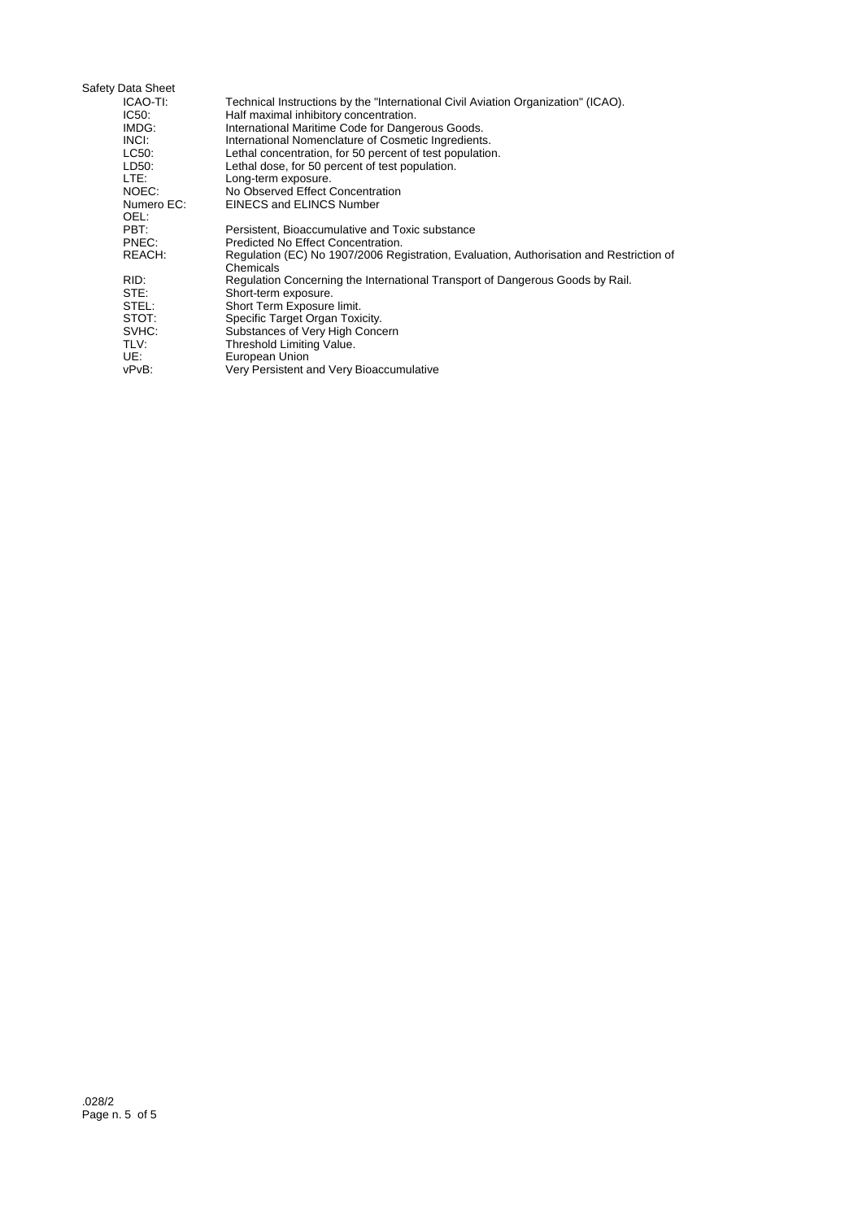| | |
|---|---|
| ICAO-TI: | Technical Instructions by the "International Civil Aviation Organization" (ICAO). |
| IC50: | Half maximal inhibitory concentration. |
| IMDG: | International Maritime Code for Dangerous Goods. |
| INCI: | International Nomenclature of Cosmetic Ingredients. |
| LC50: | Lethal concentration, for 50 percent of test population. |
| LD50: | Lethal dose, for 50 percent of test population. |
| LTE: | Long-term exposure. |
| NOEC: | No Observed Effect Concentration |
| Numero EC: | EINECS and ELINCS Number |
| OEL: | |
| PBT: | Persistent, Bioaccumulative and Toxic substance |
| PNEC: | Predicted No Effect Concentration. |
| REACH: | Regulation (EC) No 1907/2006 Registration, Evaluation, Authorisation and Restriction of Chemicals |
| RID: | Regulation Concerning the International Transport of Dangerous Goods by Rail. |
| STE: | Short-term exposure. |
| STEL: | Short Term Exposure limit. |
| STOT: | Specific Target Organ Toxicity. |
| SVHC: | Substances of Very High Concern |
| TLV: | Threshold Limiting Value. |
| UE: | European Union |
| vPvB: | Very Persistent and Very Bioaccumulative |